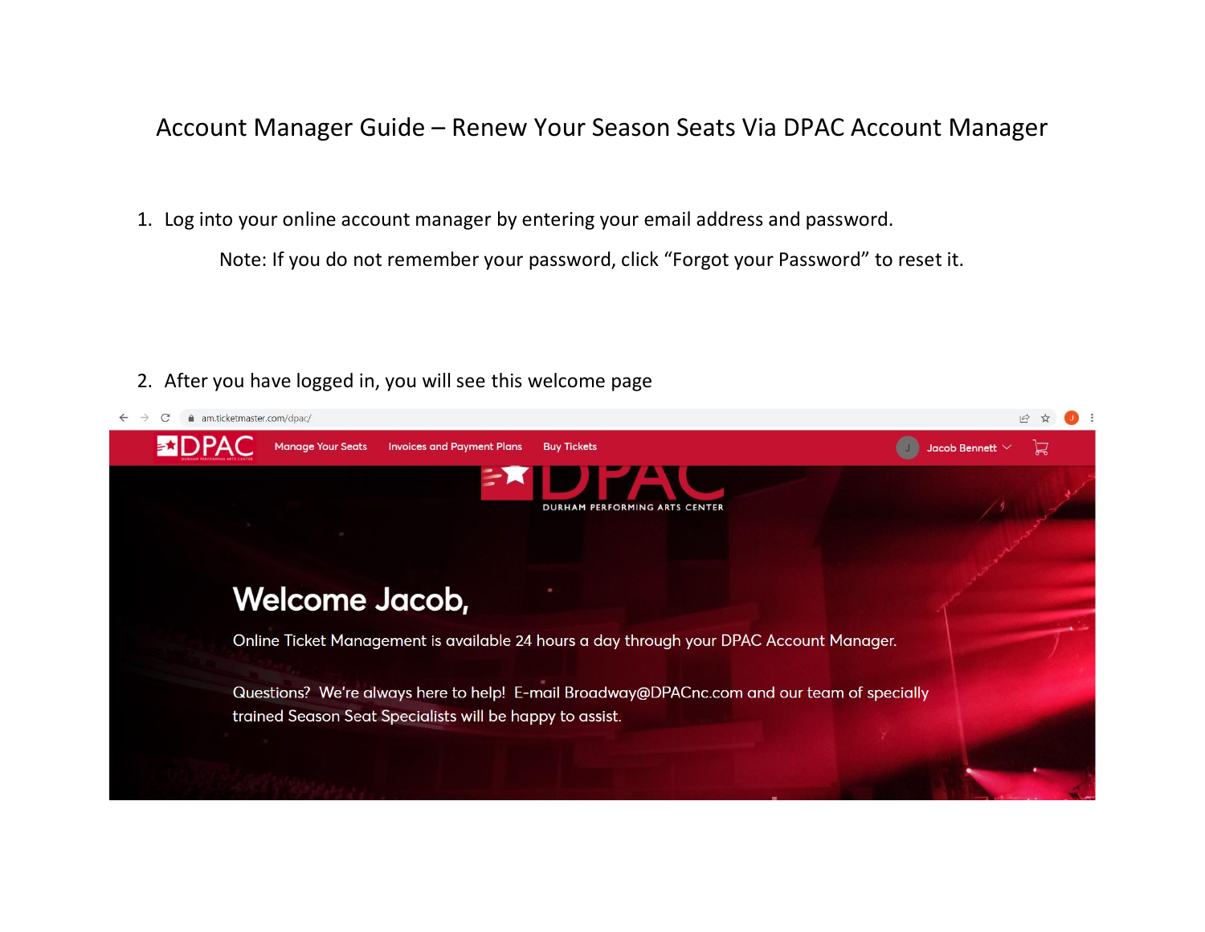# Account Manager Guide – Renew Your Season Seats Via DPAC Account Manager

1. Log into your online account manager by entering your email address and password.

   Note: If you do not remember your password, click "Forgot your Password" to reset it.

2. After you have logged in, you will see this welcome page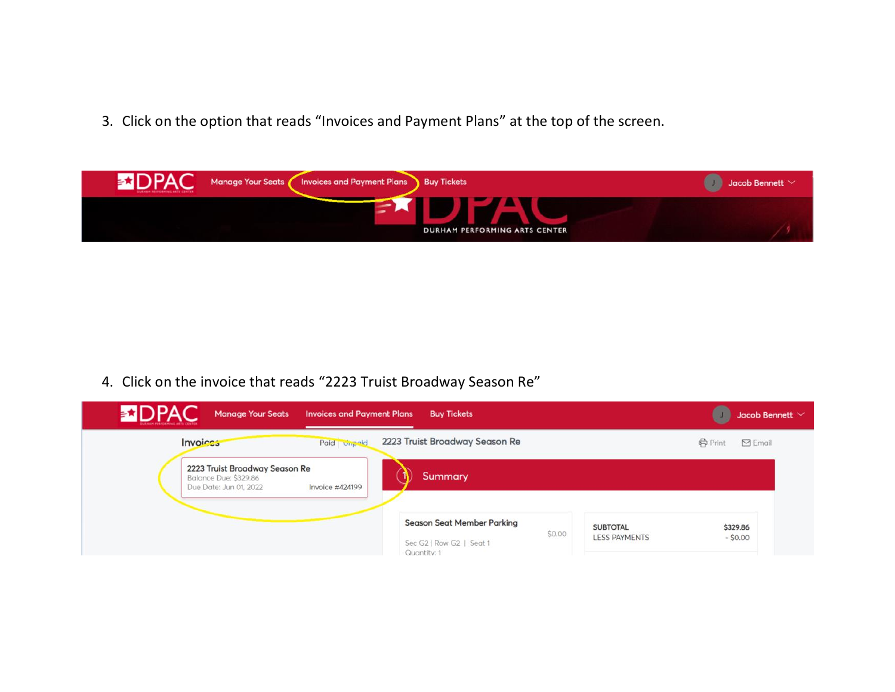3. Click on the option that reads "Invoices and Payment Plans" at the top of the screen.

4. Click on the invoice that reads "2223 Truist Broadway Season Re"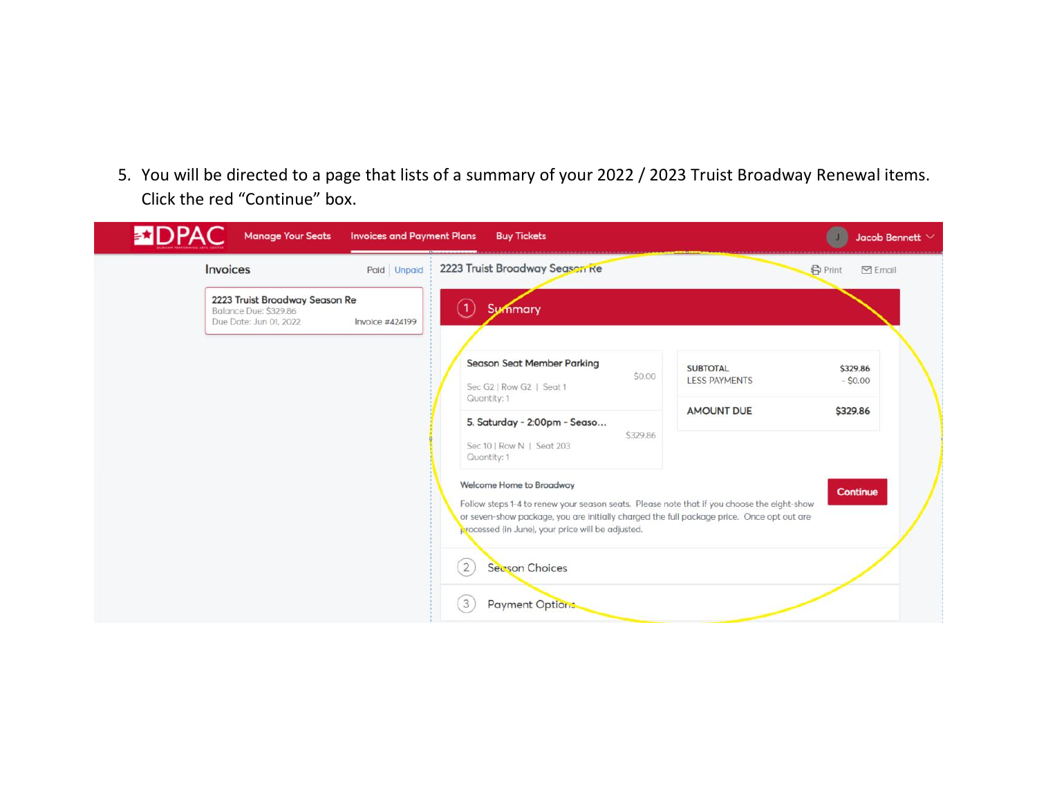5. You will be directed to a page that lists of a summary of your 2022 / 2023 Truist Broadway Renewal items. Click the red "Continue" box.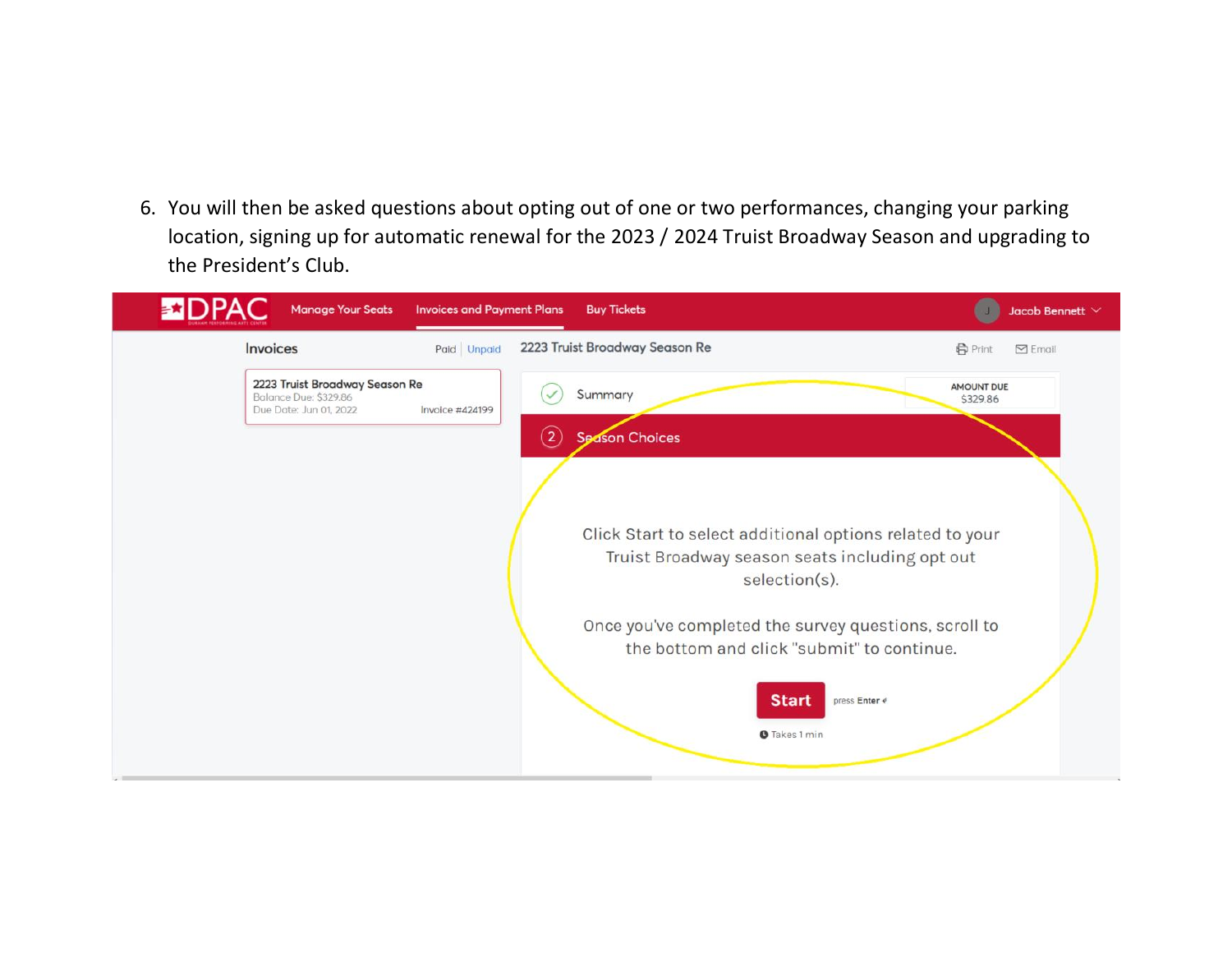6. You will then be asked questions about opting out of one or two performances, changing your parking location, signing up for automatic renewal for the 2023 / 2024 Truist Broadway Season and upgrading to the President's Club.

DPAC | Manage Your Seats | Invoices and Payment Plans | Buy Tickets | Jacob Bennett

**Invoices** Paid | Unpaid

2223 Truist Broadway Season Re
Balance Due: $329.86
Due Date: Jun 01, 2022
Invoice #424199

**2223 Truist Broadway Season Re** Print Email

Summary

AMOUNT DUE
$329.86

2 Season Choices

Click Start to select additional options related to your Truist Broadway season seats including opt out selection(s).

Once you've completed the survey questions, scroll to the bottom and click "submit" to continue.

**Start** press Enter ↵

Takes 1 min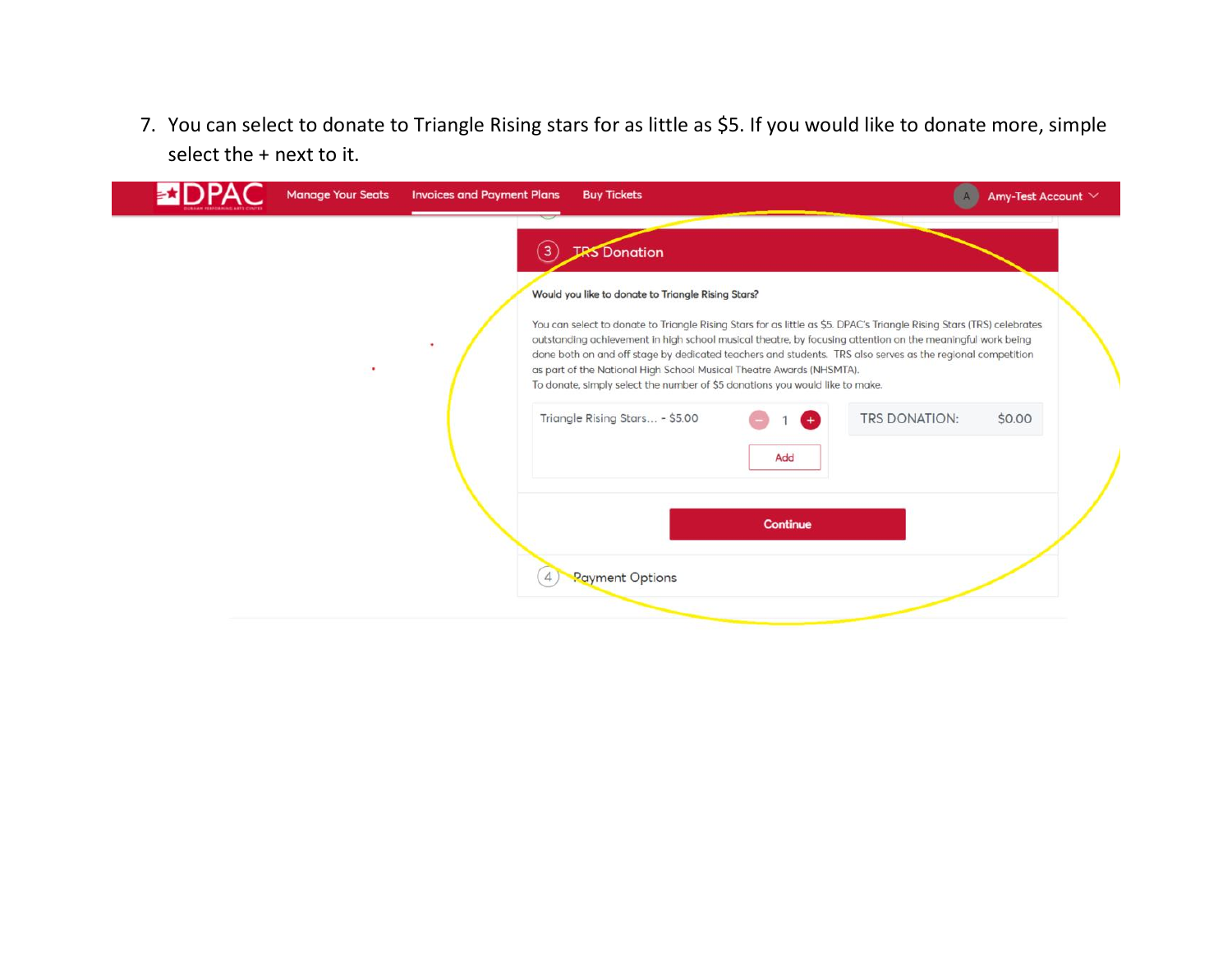7. You can select to donate to Triangle Rising stars for as little as $5. If you would like to donate more, simple select the + next to it.

DPAC Manage Your Seats Invoices and Payment Plans Buy Tickets Amy-Test Account

3 TRS Donation

**Would you like to donate to Triangle Rising Stars?**

You can select to donate to Triangle Rising Stars for as little as $5. DPAC's Triangle Rising Stars (TRS) celebrates outstanding achievement in high school musical theatre, by focusing attention on the meaningful work being done both on and off stage by dedicated teachers and students. TRS also serves as the regional competition as part of the National High School Musical Theatre Awards (NHSMTA).
To donate, simply select the number of $5 donations you would like to make.

Triangle Rising Stars... - $5.00 − 1 +

Add

TRS DONATION: $0.00

Continue

4 Payment Options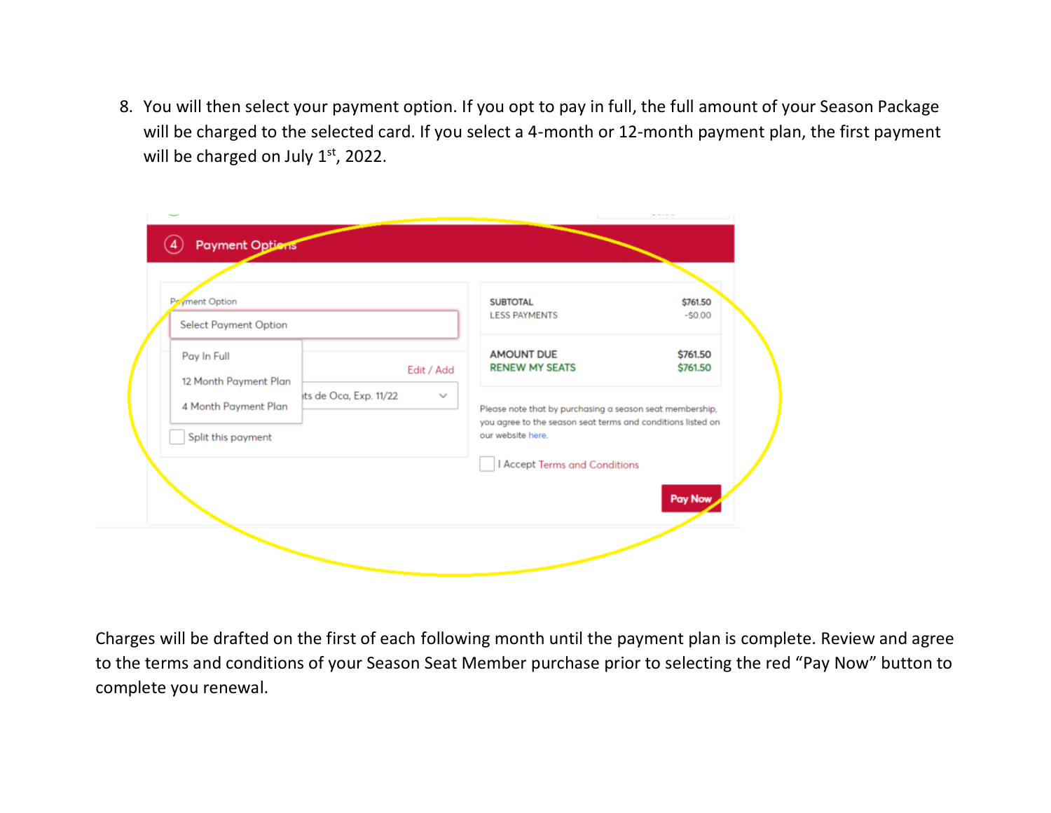8. You will then select your payment option. If you opt to pay in full, the full amount of your Season Package will be charged to the selected card. If you select a 4-month or 12-month payment plan, the first payment will be charged on July 1st, 2022.

Charges will be drafted on the first of each following month until the payment plan is complete. Review and agree to the terms and conditions of your Season Seat Member purchase prior to selecting the red “Pay Now” button to complete you renewal.